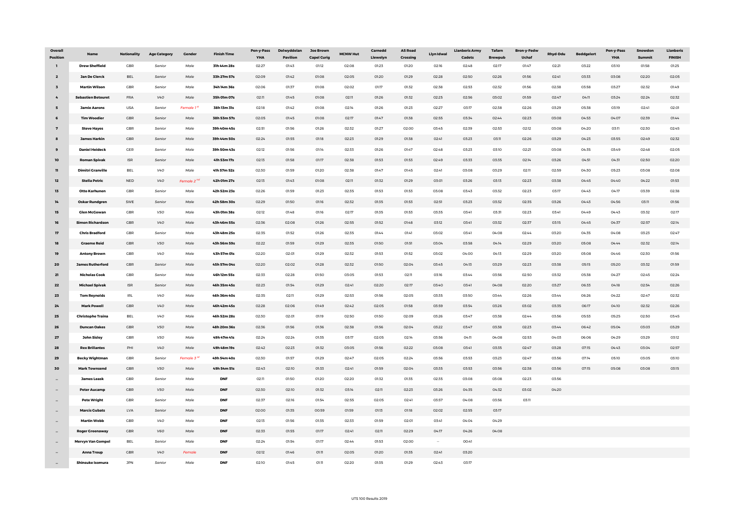| Overall Position | Name | Nationality | Age Category | Gender | Finish Time | Pen-y-Pass YHA | Dolwyddelan Pavilion | Joe Brown Capel Curig | MCNW Hut | Carnedd Llewelyn | A5 Road Crossing | Llyn Idwal | Llanberis Army Cadets | Tafarn Brewpub | Bron-y-Fedw Uchaf | Rhyd-Ddu | Beddgelert | Pen-y-Pass YHA | Snowdon Summit | Llanberis FINISH |
|---|---|---|---|---|---|---|---|---|---|---|---|---|---|---|---|---|---|---|---|---|
| 1 | **Drew Sheffield** | GBR | *Senior* | *Male* | **31h 44m 28s** | 02:27 | 01:43 | 01:12 | 02:08 | 01:23 | 01:20 | 02:16 | 02:48 | 02:17 | 01:47 | 02:21 | 03:22 | 03:10 | 01:58 | 01:25 |
| 2 | **Jan De Clerck** | BEL | *Senior* | *Male* | **33h 27m 57s** | 02:09 | 01:42 | 01:08 | 02:05 | 01:20 | 01:29 | 02:28 | 02:50 | 02:26 | 01:56 | 02:41 | 03:33 | 03:08 | 02:20 | 02:05 |
| 3 | **Martin Wilson** | GBR | *Senior* | *Male* | **34h 14m 36s** | 02:06 | 01:37 | 01:08 | 02:02 | 01:17 | 01:32 | 02:38 | 02:53 | 02:32 | 01:56 | 02:38 | 03:58 | 03:27 | 02:32 | 01:49 |
| 4 | **Sebastien Betouret** | FRA | *V40* | *Male* | **35h 01m 07s** | 02:11 | 01:45 | 01:08 | 02:11 | 01:26 | 01:32 | 02:25 | 02:56 | 03:02 | 01:59 | 02:47 | 04:11 | 03:24 | 02:24 | 02:32 |
| 5 | **Jamie Aarons** | USA | *Senior* | *Female 1st* | **38h 13m 31s** | 02:18 | 01:42 | 01:08 | 02:14 | 01:26 | 01:23 | 02:27 | 03:17 | 02:38 | 02:26 | 03:29 | 05:38 | 03:19 | 02:41 | 02:01 |
| 6 | **Tim Woodier** | GBR | *Senior* | *Male* | **38h 53m 57s** | 02:05 | 01:45 | 01:08 | 02:17 | 01:47 | 01:38 | 02:55 | 03:34 | 02:44 | 02:23 | 03:08 | 04:53 | 04:07 | 02:39 | 01:44 |
| 7 | **Steve Hayes** | GBR | *Senior* | *Male* | **39h 40m 45s** | 02:51 | 01:56 | 01:26 | 02:32 | 01:27 | 02:00 | 03:45 | 02:39 | 02:53 | 02:12 | 03:08 | 04:20 | 03:11 | 02:30 | 02:45 |
| 8 | **James Harkin** | GBR | *Senior* | *Male* | **39h 44m 50s** | 02:24 | 01:55 | 01:18 | 02:23 | 01:29 | 01:38 | 02:41 | 03:23 | 03:11 | 02:26 | 03:29 | 04:23 | 03:55 | 02:49 | 02:32 |
| 9 | **Daniel Heideck** | GER | *Senior* | *Male* | **39h 50m 43s** | 02:12 | 01:56 | 01:14 | 02:33 | 01:26 | 01:47 | 02:48 | 03:23 | 03:10 | 02:21 | 03:08 | 04:35 | 03:49 | 02:48 | 02:05 |
| 10 | **Roman Spivak** | ISR | *Senior* | *Male* | **41h 53m 17s** | 02:13 | 01:58 | 01:17 | 02:38 | 01:53 | 01:53 | 02:49 | 03:33 | 03:35 | 02:14 | 03:26 | 04:51 | 04:31 | 02:50 | 02:20 |
| 11 | **Dimitri Granville** | BEL | *V40* | *Male* | **41h 57m 52s** | 02:30 | 01:59 | 01:20 | 02:38 | 01:47 | 01:45 | 02:41 | 03:08 | 03:29 | 02:11 | 02:59 | 04:30 | 05:23 | 03:08 | 02:08 |
| 12 | **Stella Petric** | NED | *V40* | *Female 2nd* | **42h 01m 27s** | 02:13 | 01:43 | 01:08 | 02:11 | 01:32 | 01:29 | 03:01 | 03:26 | 03:13 | 02:23 | 03:38 | 04:45 | 04:40 | 04:22 | 01:53 |
| 13 | **Otto Karhunen** | GBR | *Senior* | *Male* | **42h 52m 23s** | 02:26 | 01:59 | 01:23 | 02:35 | 01:53 | 01:53 | 03:08 | 03:43 | 03:32 | 02:23 | 03:17 | 04:43 | 04:17 | 03:39 | 02:38 |
| 14 | **Oskar Rundgren** | SWE | *Senior* | *Male* | **42h 58m 30s** | 02:29 | 01:50 | 01:16 | 02:32 | 01:35 | 01:53 | 02:51 | 03:23 | 03:32 | 02:35 | 03:26 | 04:43 | 04:56 | 03:11 | 01:56 |
| 15 | **Glen McGowan** | GBR | *V50* | *Male* | **43h 01m 38s** | 02:12 | 01:48 | 01:16 | 02:17 | 01:35 | 01:53 | 03:35 | 03:41 | 03:31 | 02:23 | 03:41 | 04:49 | 04:43 | 03:32 | 02:17 |
| 16 | **Simon Richardson** | GBR | *V40* | *Male* | **43h 46m 55s** | 02:36 | 02:08 | 01:26 | 02:55 | 01:52 | 01:48 | 03:12 | 03:41 | 03:32 | 02:37 | 03:15 | 04:45 | 04:37 | 02:57 | 02:14 |
| 17 | **Chris Bradford** | GBR | *Senior* | *Male* | **43h 48m 25s** | 02:35 | 01:52 | 01:26 | 02:35 | 01:44 | 01:41 | 03:02 | 03:41 | 04:08 | 02:44 | 03:20 | 04:35 | 04:08 | 03:23 | 02:47 |
| 18 | **Graeme Reid** | GBR | *V50* | *Male* | **43h 56m 59s** | 02:22 | 01:59 | 01:29 | 02:35 | 01:50 | 01:51 | 03:04 | 03:58 | 04:14 | 02:29 | 03:20 | 05:08 | 04:44 | 02:32 | 02:14 |
| 19 | **Antony Brown** | GBR | *V40* | *Male* | **43h 57m 01s** | 02:20 | 02:01 | 01:29 | 02:32 | 01:53 | 01:52 | 03:02 | 04:00 | 04:13 | 02:29 | 03:20 | 05:08 | 04:46 | 02:30 | 01:56 |
| 20 | **James Rutherford** | GBR | *Senior* | *Male* | **45h 57m 04s** | 02:20 | 02:02 | 01:28 | 02:32 | 01:50 | 02:04 | 03:45 | 04:13 | 03:29 | 02:23 | 03:38 | 05:15 | 05:20 | 03:32 | 01:59 |
| 21 | **Nicholas Cook** | GBR | *Senior* | *Male* | **46h 12m 55s** | 02:33 | 02:28 | 01:50 | 03:05 | 01:53 | 02:11 | 03:16 | 03:44 | 03:56 | 02:50 | 03:32 | 05:38 | 04:27 | 02:45 | 02:24 |
| 22 | **Michael Spivak** | ISR | *Senior* | *Male* | **46h 35m 45s** | 02:23 | 01:54 | 01:29 | 02:41 | 02:20 | 02:17 | 03:40 | 03:41 | 04:08 | 02:20 | 03:27 | 06:33 | 04:18 | 02:54 | 02:26 |
| 23 | **Tom Reynolds** | IRL | *V40* | *Male* | **46h 36m 40s** | 02:35 | 02:11 | 01:29 | 02:53 | 01:56 | 02:05 | 03:35 | 03:50 | 03:44 | 02:26 | 03:44 | 06:26 | 04:22 | 02:47 | 02:32 |
| 24 | **Mark Powell** | GBR | *V40* | *Male* | **46h 42m 45s** | 02:28 | 02:06 | 01:49 | 02:42 | 02:05 | 01:58 | 03:59 | 03:54 | 03:26 | 03:02 | 03:35 | 06:17 | 04:10 | 02:32 | 02:26 |
| 25 | **Christophe Traina** | BEL | *V40* | *Male* | **46h 52m 28s** | 02:30 | 02:01 | 01:19 | 02:50 | 01:50 | 02:09 | 03:26 | 03:47 | 03:38 | 02:44 | 03:56 | 05:53 | 05:25 | 02:50 | 03:45 |
| 26 | **Duncan Oakes** | GBR | *V50* | *Male* | **48h 20m 36s** | 02:36 | 01:56 | 01:36 | 02:38 | 01:56 | 02:04 | 03:22 | 03:47 | 03:38 | 02:23 | 03:44 | 06:42 | 05:04 | 03:03 | 03:29 |
| 27 | **John Sisley** | GBR | *V50* | *Male* | **49h 47m 41s** | 02:24 | 02:24 | 01:35 | 03:17 | 02:05 | 02:14 | 03:56 | 04:11 | 04:08 | 02:53 | 04:03 | 06:06 | 04:29 | 03:29 | 03:12 |
| 28 | **Rex Brillantes** | PHI | *V40* | *Male* | **49h 48m 19s** | 02:42 | 02:23 | 01:32 | 03:05 | 01:56 | 02:22 | 03:08 | 03:41 | 03:35 | 02:47 | 03:28 | 07:15 | 04:43 | 03:04 | 02:57 |
| 29 | **Becky Wightman** | GBR | *Senior* | *Female 3rd* | **49h 54m 40s** | 02:30 | 01:57 | 01:29 | 02:47 | 02:05 | 02:24 | 03:56 | 03:53 | 03:23 | 02:47 | 03:56 | 07:14 | 05:10 | 03:05 | 03:10 |
| 30 | **Mark Townsend** | GBR | *V50* | *Male* | **49h 54m 51s** | 02:43 | 02:10 | 01:33 | 02:41 | 01:59 | 02:04 | 03:35 | 03:53 | 03:56 | 02:38 | 03:56 | 07:15 | 05:08 | 03:08 | 03:15 |
| -- | **James Leask** | GBR | *Senior* | *Male* | **DNF** | 02:11 | 01:50 | 01:20 | 02:20 | 01:32 | 01:35 | 02:35 | 03:08 | 03:08 | 02:23 | 03:56 | | | | |
| -- | **Peter Aucamp** | GBR | *V50* | *Male* | **DNF** | 02:30 | 02:10 | 01:32 | 03:14 | 02:11 | 02:23 | 03:26 | 04:35 | 04:32 | 03:02 | 04:20 | | | | |
| -- | **Pete Wright** | GBR | *Senior* | *Male* | **DNF** | 02:37 | 02:16 | 01:54 | 02:55 | 02:05 | 02:41 | 03:57 | 04:08 | 03:56 | 03:11 | | | | | |
| -- | **Marcis Gubats** | LVA | *Senior* | *Male* | **DNF** | 02:00 | 01:35 | 00:59 | 01:59 | 01:13 | 01:18 | 02:02 | 02:55 | 03:17 | | | | | | |
| -- | **Martin Webb** | GBR | *V40* | *Male* | **DNF** | 02:13 | 01:56 | 01:35 | 02:33 | 01:59 | 02:01 | 03:41 | 04:04 | 04:29 | | | | | | |
| -- | **Roger Greenaway** | GBR | *V60* | *Male* | **DNF** | 02:33 | 01:55 | 01:17 | 02:41 | 02:11 | 02:29 | 04:17 | 04:26 | 04:08 | | | | | | |
| -- | **Mervyn Van Gompel** | BEL | *Senior* | *Male* | **DNF** | 02:24 | 01:54 | 01:17 | 02:44 | 01:53 | 02:00 | -- | 00:41 | | | | | | | |
| -- | **Anna Troup** | GBR | *V40* | *Female* | **DNF** | 02:12 | 01:46 | 01:11 | 02:05 | 01:20 | 01:35 | 02:41 | 03:20 | | | | | | | |
| -- | **Shinsuke Isomura** | JPN | *Senior* | *Male* | **DNF** | 02:10 | 01:45 | 01:11 | 02:20 | 01:35 | 01:29 | 02:43 | 03:17 | | | | | | | |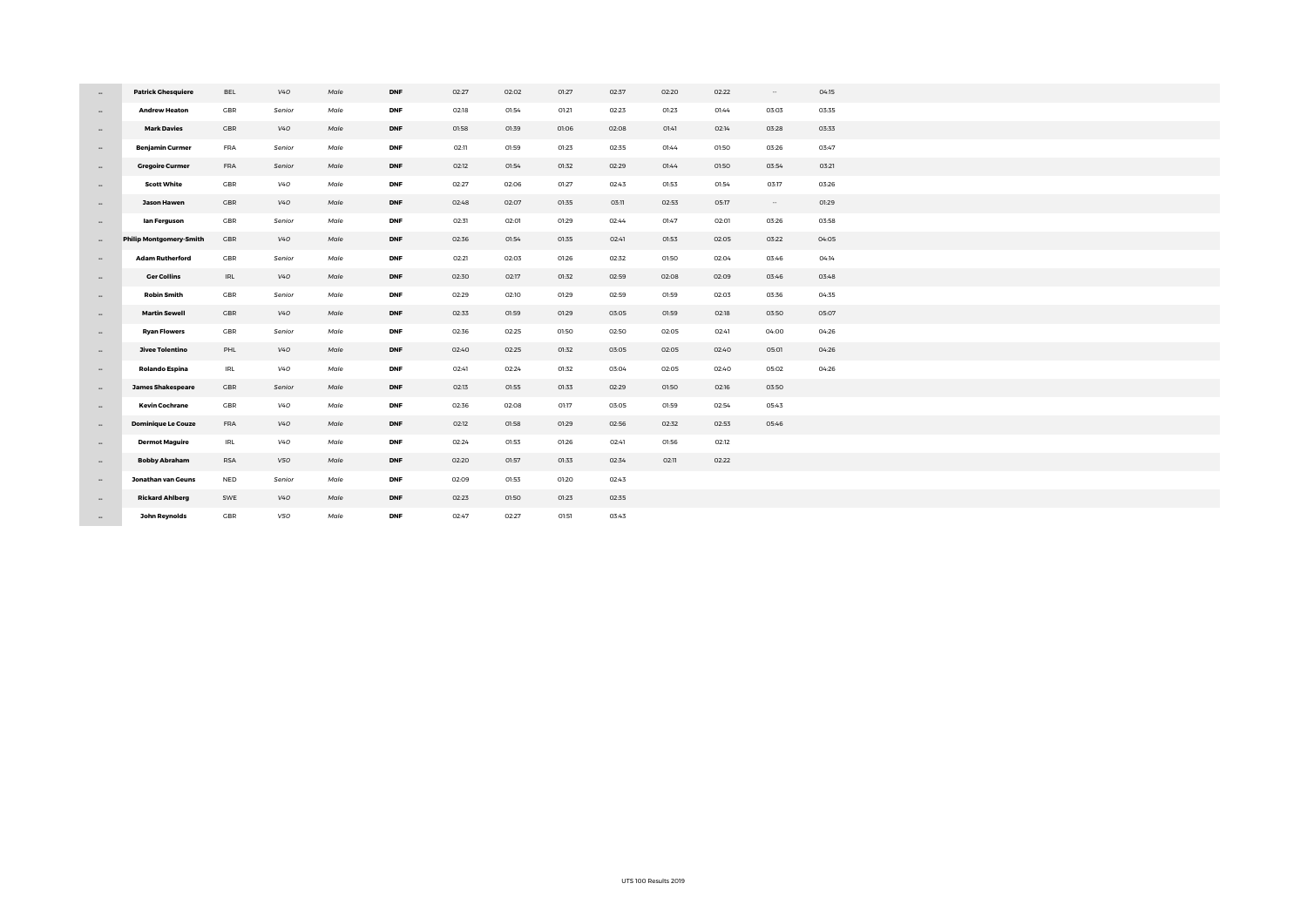| | | | | | | | | | | | | | |
|---|---|---|---|---|---|---|---|---|---|---|---|---|---|
| -- | **Patrick Ghesquiere** | BEL | *V40* | *Male* | **DNF** | 02:27 | 02:02 | 01:27 | 02:37 | 02:20 | 02:22 | -- | 04:15 |
| -- | **Andrew Heaton** | GBR | *Senior* | *Male* | **DNF** | 02:18 | 01:54 | 01:21 | 02:23 | 01:23 | 01:44 | 03:03 | 03:35 |
| -- | **Mark Davies** | GBR | *V40* | *Male* | **DNF** | 01:58 | 01:39 | 01:06 | 02:08 | 01:41 | 02:14 | 03:28 | 03:33 |
| -- | **Benjamin Curmer** | FRA | *Senior* | *Male* | **DNF** | 02:11 | 01:59 | 01:23 | 02:35 | 01:44 | 01:50 | 03:26 | 03:47 |
| -- | **Gregoire Curmer** | FRA | *Senior* | *Male* | **DNF** | 02:12 | 01:54 | 01:32 | 02:29 | 01:44 | 01:50 | 03:54 | 03:21 |
| -- | **Scott White** | GBR | *V40* | *Male* | **DNF** | 02:27 | 02:06 | 01:27 | 02:43 | 01:53 | 01:54 | 03:17 | 03:26 |
| -- | **Jason Hawen** | GBR | *V40* | *Male* | **DNF** | 02:48 | 02:07 | 01:35 | 03:11 | 02:53 | 05:17 | -- | 01:29 |
| -- | **Ian Ferguson** | GBR | *Senior* | *Male* | **DNF** | 02:31 | 02:01 | 01:29 | 02:44 | 01:47 | 02:01 | 03:26 | 03:58 |
| -- | **Philip Montgomery-Smith** | GBR | *V40* | *Male* | **DNF** | 02:36 | 01:54 | 01:35 | 02:41 | 01:53 | 02:05 | 03:22 | 04:05 |
| -- | **Adam Rutherford** | GBR | *Senior* | *Male* | **DNF** | 02:21 | 02:03 | 01:26 | 02:32 | 01:50 | 02:04 | 03:46 | 04:14 |
| -- | **Ger Collins** | IRL | *V40* | *Male* | **DNF** | 02:30 | 02:17 | 01:32 | 02:59 | 02:08 | 02:09 | 03:46 | 03:48 |
| -- | **Robin Smith** | GBR | *Senior* | *Male* | **DNF** | 02:29 | 02:10 | 01:29 | 02:59 | 01:59 | 02:03 | 03:36 | 04:35 |
| -- | **Martin Sewell** | GBR | *V40* | *Male* | **DNF** | 02:33 | 01:59 | 01:29 | 03:05 | 01:59 | 02:18 | 03:50 | 05:07 |
| -- | **Ryan Flowers** | GBR | *Senior* | *Male* | **DNF** | 02:36 | 02:25 | 01:50 | 02:50 | 02:05 | 02:41 | 04:00 | 04:26 |
| -- | **Jivee Tolentino** | PHL | *V40* | *Male* | **DNF** | 02:40 | 02:25 | 01:32 | 03:05 | 02:05 | 02:40 | 05:01 | 04:26 |
| -- | **Rolando Espina** | IRL | *V40* | *Male* | **DNF** | 02:41 | 02:24 | 01:32 | 03:04 | 02:05 | 02:40 | 05:02 | 04:26 |
| -- | **James Shakespeare** | GBR | *Senior* | *Male* | **DNF** | 02:13 | 01:55 | 01:33 | 02:29 | 01:50 | 02:16 | 03:50 | |
| -- | **Kevin Cochrane** | GBR | *V40* | *Male* | **DNF** | 02:36 | 02:08 | 01:17 | 03:05 | 01:59 | 02:54 | 05:43 | |
| -- | **Dominique Le Couze** | FRA | *V40* | *Male* | **DNF** | 02:12 | 01:58 | 01:29 | 02:56 | 02:32 | 02:53 | 05:46 | |
| -- | **Dermot Maguire** | IRL | *V40* | *Male* | **DNF** | 02:24 | 01:53 | 01:26 | 02:41 | 01:56 | 02:12 | | |
| -- | **Bobby Abraham** | RSA | *V50* | *Male* | **DNF** | 02:20 | 01:57 | 01:33 | 02:34 | 02:11 | 02:22 | | |
| -- | **Jonathan van Geuns** | NED | *Senior* | *Male* | **DNF** | 02:09 | 01:53 | 01:20 | 02:43 | | | | |
| -- | **Rickard Ahlberg** | SWE | *V40* | *Male* | **DNF** | 02:23 | 01:50 | 01:23 | 02:35 | | | | |
| -- | **John Reynolds** | GBR | *V50* | *Male* | **DNF** | 02:47 | 02:27 | 01:51 | 03:43 | | | | |